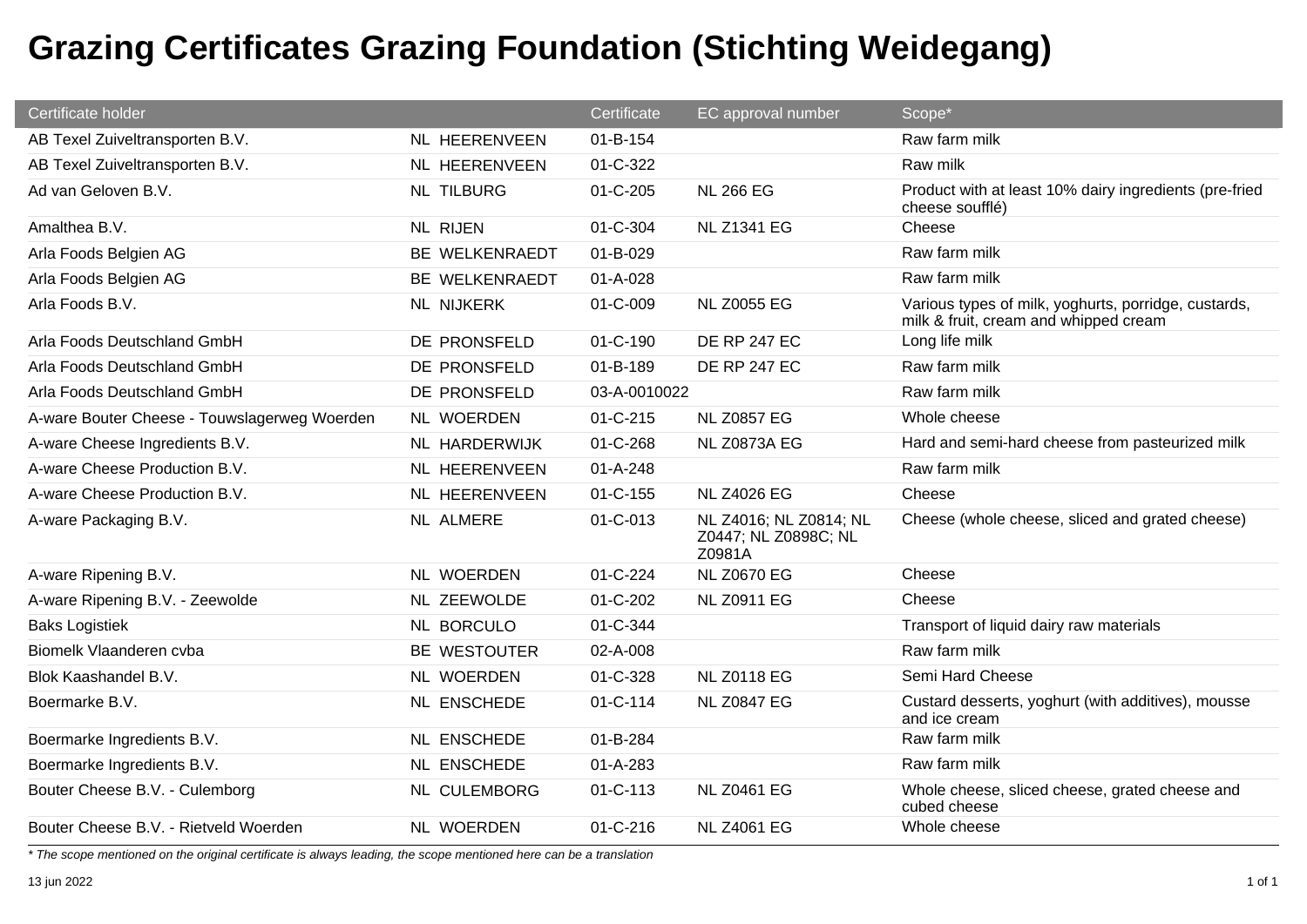# Grazing Certificates Grazing Foundation (Stichting Weidegang)

| Certificate holder | | | Certificate | EC approval number | Scope* |
|---|---|---|---|---|---|
| AB Texel Zuiveltransporten B.V. | NL | HEERENVEEN | 01-B-154 | | Raw farm milk |
| AB Texel Zuiveltransporten B.V. | NL | HEERENVEEN | 01-C-322 | | Raw milk |
| Ad van Geloven B.V. | NL | TILBURG | 01-C-205 | NL 266 EG | Product with at least 10% dairy ingredients (pre-fried cheese soufflé) |
| Amalthea B.V. | NL | RIJEN | 01-C-304 | NL Z1341 EG | Cheese |
| Arla Foods Belgien AG | BE | WELKENRAEDT | 01-B-029 | | Raw farm milk |
| Arla Foods Belgien AG | BE | WELKENRAEDT | 01-A-028 | | Raw farm milk |
| Arla Foods B.V. | NL | NIJKERK | 01-C-009 | NL Z0055 EG | Various types of milk, yoghurts, porridge, custards, milk & fruit, cream and whipped cream |
| Arla Foods Deutschland GmbH | DE | PRONSFELD | 01-C-190 | DE RP 247 EC | Long life milk |
| Arla Foods Deutschland GmbH | DE | PRONSFELD | 01-B-189 | DE RP 247 EC | Raw farm milk |
| Arla Foods Deutschland GmbH | DE | PRONSFELD | 03-A-0010022 | | Raw farm milk |
| A-ware Bouter Cheese - Touwslagerweg Woerden | NL | WOERDEN | 01-C-215 | NL Z0857 EG | Whole cheese |
| A-ware Cheese Ingredients B.V. | NL | HARDERWIJK | 01-C-268 | NL Z0873A EG | Hard and semi-hard cheese from pasteurized milk |
| A-ware Cheese Production B.V. | NL | HEERENVEEN | 01-A-248 | | Raw farm milk |
| A-ware Cheese Production B.V. | NL | HEERENVEEN | 01-C-155 | NL Z4026 EG | Cheese |
| A-ware Packaging B.V. | NL | ALMERE | 01-C-013 | NL Z4016; NL Z0814; NL Z0447; NL Z0898C; NL Z0981A | Cheese (whole cheese, sliced and grated cheese) |
| A-ware Ripening B.V. | NL | WOERDEN | 01-C-224 | NL Z0670 EG | Cheese |
| A-ware Ripening B.V. - Zeewolde | NL | ZEEWOLDE | 01-C-202 | NL Z0911 EG | Cheese |
| Baks Logistiek | NL | BORCULO | 01-C-344 | | Transport of liquid dairy raw materials |
| Biomelk Vlaanderen cvba | BE | WESTOUTER | 02-A-008 | | Raw farm milk |
| Blok Kaashandel B.V. | NL | WOERDEN | 01-C-328 | NL Z0118 EG | Semi Hard Cheese |
| Boermarke B.V. | NL | ENSCHEDE | 01-C-114 | NL Z0847 EG | Custard desserts, yoghurt (with additives), mousse and ice cream |
| Boermarke Ingredients B.V. | NL | ENSCHEDE | 01-B-284 | | Raw farm milk |
| Boermarke Ingredients B.V. | NL | ENSCHEDE | 01-A-283 | | Raw farm milk |
| Bouter Cheese B.V. - Culemborg | NL | CULEMBORG | 01-C-113 | NL Z0461 EG | Whole cheese, sliced cheese, grated cheese and cubed cheese |
| Bouter Cheese B.V. - Rietveld Woerden | NL | WOERDEN | 01-C-216 | NL Z4061 EG | Whole cheese |

*\* The scope mentioned on the original certificate is always leading, the scope mentioned here can be a translation*

13 jun 2022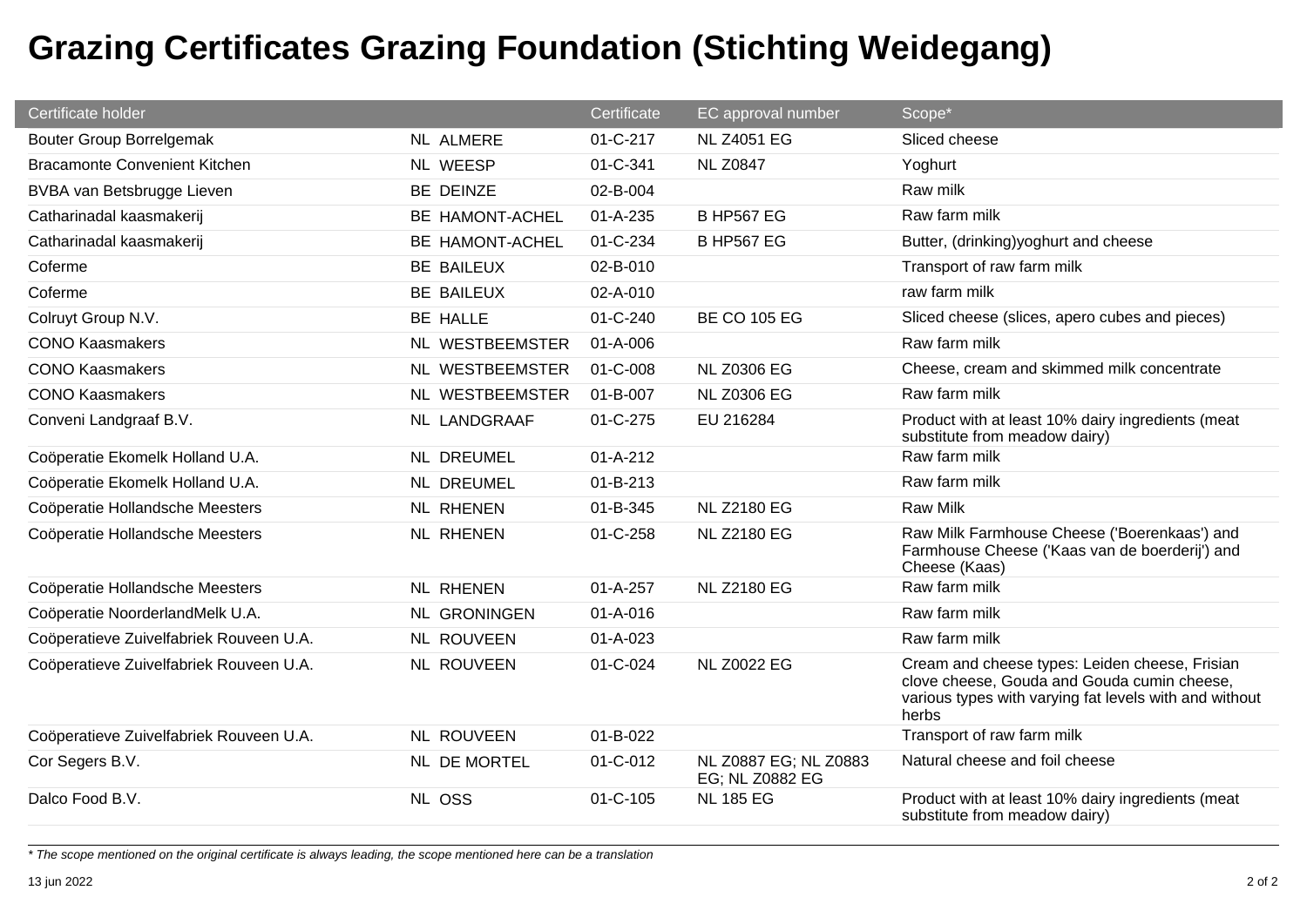# Grazing Certificates Grazing Foundation (Stichting Weidegang)

| Certificate holder | | Certificate | EC approval number | Scope* |
|---|---|---|---|---|
| Bouter Group Borrelgemak | NL ALMERE | 01-C-217 | NL Z4051 EG | Sliced cheese |
| Bracamonte Convenient Kitchen | NL WEESP | 01-C-341 | NL Z0847 | Yoghurt |
| BVBA van Betsbrugge Lieven | BE DEINZE | 02-B-004 | | Raw milk |
| Catharinadal kaasmakerij | BE HAMONT-ACHEL | 01-A-235 | B HP567 EG | Raw farm milk |
| Catharinadal kaasmakerij | BE HAMONT-ACHEL | 01-C-234 | B HP567 EG | Butter, (drinking)yoghurt and cheese |
| Coferme | BE BAILEUX | 02-B-010 | | Transport of raw farm milk |
| Coferme | BE BAILEUX | 02-A-010 | | raw farm milk |
| Colruyt Group N.V. | BE HALLE | 01-C-240 | BE CO 105 EG | Sliced cheese (slices, apero cubes and pieces) |
| CONO Kaasmakers | NL WESTBEEMSTER | 01-A-006 | | Raw farm milk |
| CONO Kaasmakers | NL WESTBEEMSTER | 01-C-008 | NL Z0306 EG | Cheese, cream and skimmed milk concentrate |
| CONO Kaasmakers | NL WESTBEEMSTER | 01-B-007 | NL Z0306 EG | Raw farm milk |
| Conveni Landgraaf B.V. | NL LANDGRAAF | 01-C-275 | EU 216284 | Product with at least 10% dairy ingredients (meat substitute from meadow dairy) |
| Coöperatie Ekomelk Holland U.A. | NL DREUMEL | 01-A-212 | | Raw farm milk |
| Coöperatie Ekomelk Holland U.A. | NL DREUMEL | 01-B-213 | | Raw farm milk |
| Coöperatie Hollandsche Meesters | NL RHENEN | 01-B-345 | NL Z2180 EG | Raw Milk |
| Coöperatie Hollandsche Meesters | NL RHENEN | 01-C-258 | NL Z2180 EG | Raw Milk Farmhouse Cheese ('Boerenkaas') and Farmhouse Cheese ('Kaas van de boerderij') and Cheese (Kaas) |
| Coöperatie Hollandsche Meesters | NL RHENEN | 01-A-257 | NL Z2180 EG | Raw farm milk |
| Coöperatie NoorderlandMelk U.A. | NL GRONINGEN | 01-A-016 | | Raw farm milk |
| Coöperatieve Zuivelfabriek Rouveen U.A. | NL ROUVEEN | 01-A-023 | | Raw farm milk |
| Coöperatieve Zuivelfabriek Rouveen U.A. | NL ROUVEEN | 01-C-024 | NL Z0022 EG | Cream and cheese types: Leiden cheese, Frisian clove cheese, Gouda and Gouda cumin cheese, various types with varying fat levels with and without herbs |
| Coöperatieve Zuivelfabriek Rouveen U.A. | NL ROUVEEN | 01-B-022 | | Transport of raw farm milk |
| Cor Segers B.V. | NL DE MORTEL | 01-C-012 | NL Z0887 EG; NL Z0883 EG; NL Z0882 EG | Natural cheese and foil cheese |
| Dalco Food B.V. | NL OSS | 01-C-105 | NL 185 EG | Product with at least 10% dairy ingredients (meat substitute from meadow dairy) |

*\* The scope mentioned on the original certificate is always leading, the scope mentioned here can be a translation*

13 jun 2022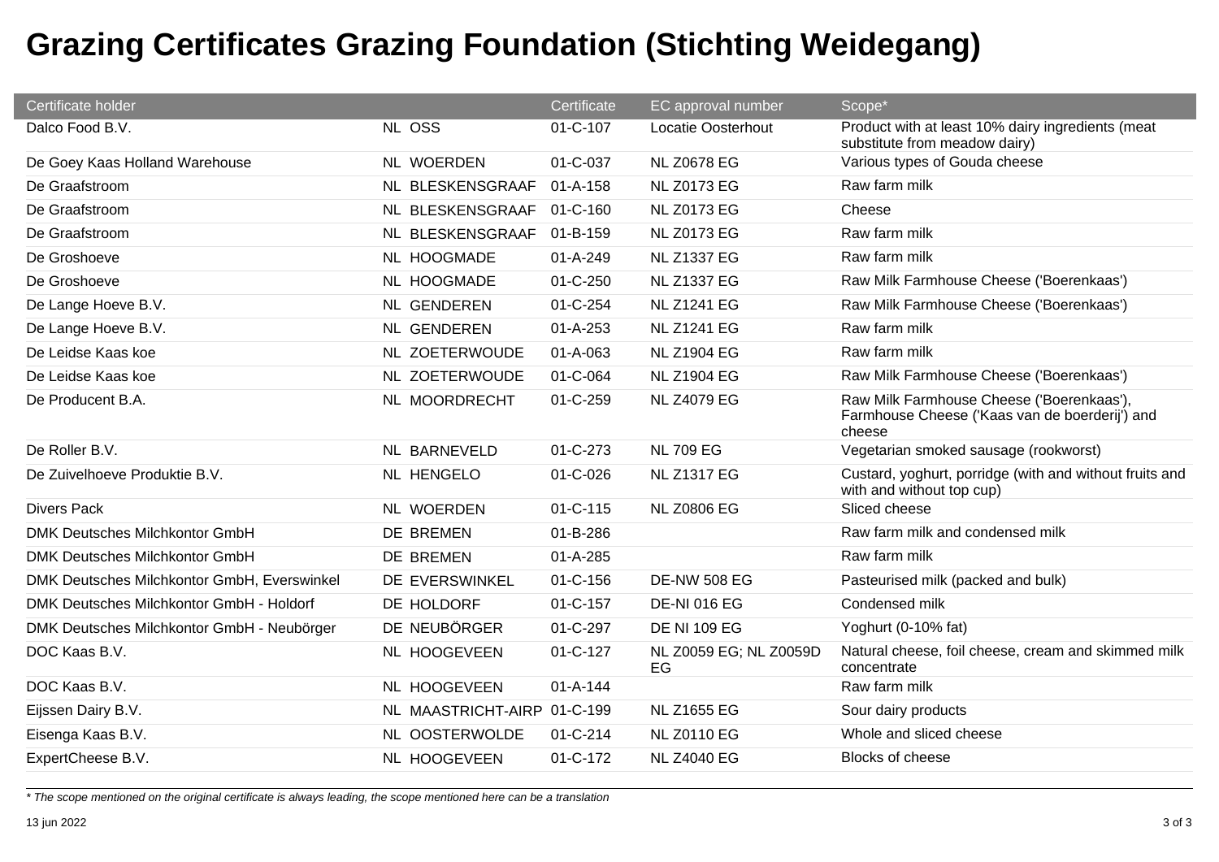# Grazing Certificates Grazing Foundation (Stichting Weidegang)

| Certificate holder | | Certificate | EC approval number | Scope* |
|---|---|---|---|---|
| Dalco Food B.V. | NL OSS | 01-C-107 | Locatie Oosterhout | Product with at least 10% dairy ingredients (meat substitute from meadow dairy) |
| De Goey Kaas Holland Warehouse | NL WOERDEN | 01-C-037 | NL Z0678 EG | Various types of Gouda cheese |
| De Graafstroom | NL BLESKENSGRAAF | 01-A-158 | NL Z0173 EG | Raw farm milk |
| De Graafstroom | NL BLESKENSGRAAF | 01-C-160 | NL Z0173 EG | Cheese |
| De Graafstroom | NL BLESKENSGRAAF | 01-B-159 | NL Z0173 EG | Raw farm milk |
| De Groshoeve | NL HOOGMADE | 01-A-249 | NL Z1337 EG | Raw farm milk |
| De Groshoeve | NL HOOGMADE | 01-C-250 | NL Z1337 EG | Raw Milk Farmhouse Cheese ('Boerenkaas') |
| De Lange Hoeve B.V. | NL GENDEREN | 01-C-254 | NL Z1241 EG | Raw Milk Farmhouse Cheese ('Boerenkaas') |
| De Lange Hoeve B.V. | NL GENDEREN | 01-A-253 | NL Z1241 EG | Raw farm milk |
| De Leidse Kaas koe | NL ZOETERWOUDE | 01-A-063 | NL Z1904 EG | Raw farm milk |
| De Leidse Kaas koe | NL ZOETERWOUDE | 01-C-064 | NL Z1904 EG | Raw Milk Farmhouse Cheese ('Boerenkaas') |
| De Producent B.A. | NL MOORDRECHT | 01-C-259 | NL Z4079 EG | Raw Milk Farmhouse Cheese ('Boerenkaas'), Farmhouse Cheese ('Kaas van de boerderij') and cheese |
| De Roller B.V. | NL BARNEVELD | 01-C-273 | NL 709 EG | Vegetarian smoked sausage (rookworst) |
| De Zuivelhoeve Produktie B.V. | NL HENGELO | 01-C-026 | NL Z1317 EG | Custard, yoghurt, porridge (with and without fruits and with and without top cup) |
| Divers Pack | NL WOERDEN | 01-C-115 | NL Z0806 EG | Sliced cheese |
| DMK Deutsches Milchkontor GmbH | DE BREMEN | 01-B-286 | | Raw farm milk and condensed milk |
| DMK Deutsches Milchkontor GmbH | DE BREMEN | 01-A-285 | | Raw farm milk |
| DMK Deutsches Milchkontor GmbH, Everswinkel | DE EVERSWINKEL | 01-C-156 | DE-NW 508 EG | Pasteurised milk (packed and bulk) |
| DMK Deutsches Milchkontor GmbH - Holdorf | DE HOLDORF | 01-C-157 | DE-NI 016 EG | Condensed milk |
| DMK Deutsches Milchkontor GmbH - Neubörger | DE NEUBÖRGER | 01-C-297 | DE NI 109 EG | Yoghurt (0-10% fat) |
| DOC Kaas B.V. | NL HOOGEVEEN | 01-C-127 | NL Z0059 EG; NL Z0059D EG | Natural cheese, foil cheese, cream and skimmed milk concentrate |
| DOC Kaas B.V. | NL HOOGEVEEN | 01-A-144 | | Raw farm milk |
| Eijssen Dairy B.V. | NL MAASTRICHT-AIRP | 01-C-199 | NL Z1655 EG | Sour dairy products |
| Eisenga Kaas B.V. | NL OOSTERWOLDE | 01-C-214 | NL Z0110 EG | Whole and sliced cheese |
| ExpertCheese B.V. | NL HOOGEVEEN | 01-C-172 | NL Z4040 EG | Blocks of cheese |

*\* The scope mentioned on the original certificate is always leading, the scope mentioned here can be a translation*

13 jun 2022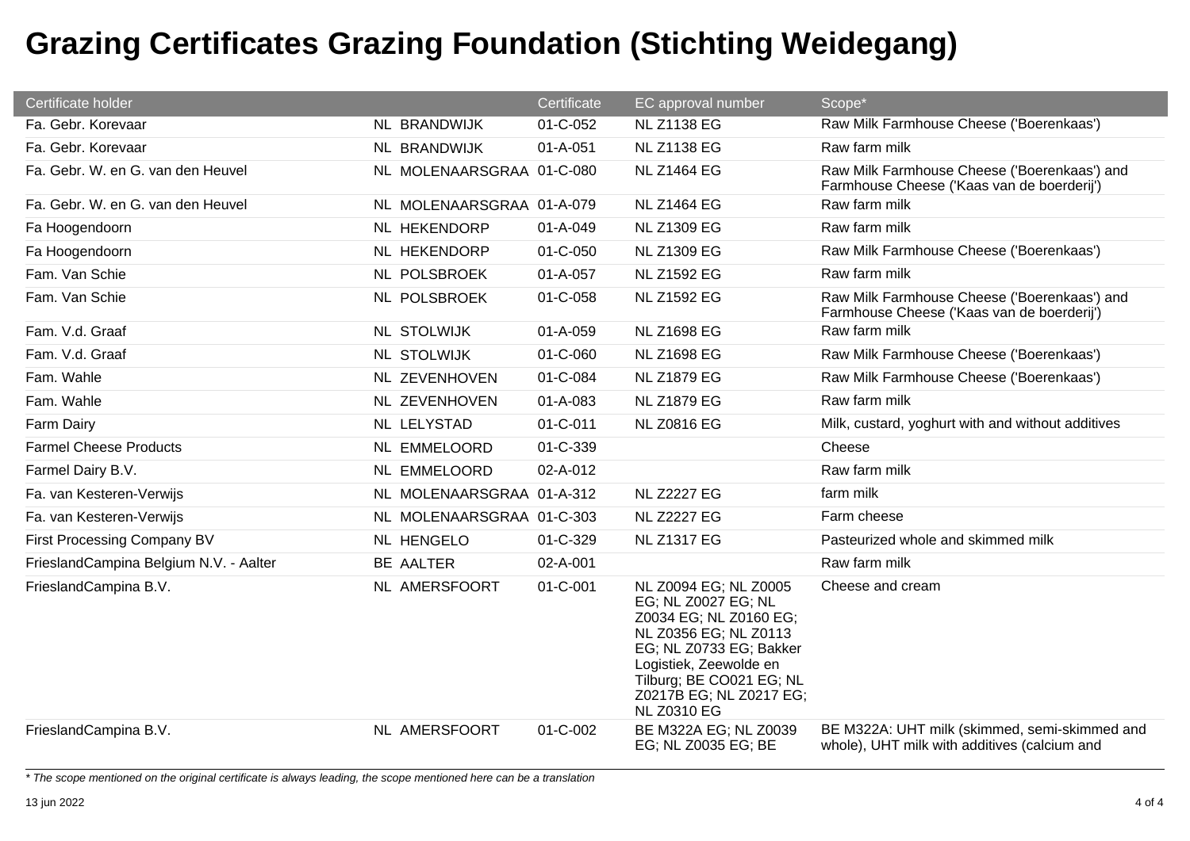# Grazing Certificates Grazing Foundation (Stichting Weidegang)

| Certificate holder | | Certificate | EC approval number | Scope* |
|---|---|---|---|---|
| Fa. Gebr. Korevaar | NL BRANDWIJK | 01-C-052 | NL Z1138 EG | Raw Milk Farmhouse Cheese ('Boerenkaas') |
| Fa. Gebr. Korevaar | NL BRANDWIJK | 01-A-051 | NL Z1138 EG | Raw farm milk |
| Fa. Gebr. W. en G. van den Heuvel | NL MOLENAARSGRAA | 01-C-080 | NL Z1464 EG | Raw Milk Farmhouse Cheese ('Boerenkaas') and Farmhouse Cheese ('Kaas van de boerderij') |
| Fa. Gebr. W. en G. van den Heuvel | NL MOLENAARSGRAA | 01-A-079 | NL Z1464 EG | Raw farm milk |
| Fa Hoogendoorn | NL HEKENDORP | 01-A-049 | NL Z1309 EG | Raw farm milk |
| Fa Hoogendoorn | NL HEKENDORP | 01-C-050 | NL Z1309 EG | Raw Milk Farmhouse Cheese ('Boerenkaas') |
| Fam. Van Schie | NL POLSBROEK | 01-A-057 | NL Z1592 EG | Raw farm milk |
| Fam. Van Schie | NL POLSBROEK | 01-C-058 | NL Z1592 EG | Raw Milk Farmhouse Cheese ('Boerenkaas') and Farmhouse Cheese ('Kaas van de boerderij') |
| Fam. V.d. Graaf | NL STOLWIJK | 01-A-059 | NL Z1698 EG | Raw farm milk |
| Fam. V.d. Graaf | NL STOLWIJK | 01-C-060 | NL Z1698 EG | Raw Milk Farmhouse Cheese ('Boerenkaas') |
| Fam. Wahle | NL ZEVENHOVEN | 01-C-084 | NL Z1879 EG | Raw Milk Farmhouse Cheese ('Boerenkaas') |
| Fam. Wahle | NL ZEVENHOVEN | 01-A-083 | NL Z1879 EG | Raw farm milk |
| Farm Dairy | NL LELYSTAD | 01-C-011 | NL Z0816 EG | Milk, custard, yoghurt with and without additives |
| Farmel Cheese Products | NL EMMELOORD | 01-C-339 | | Cheese |
| Farmel Dairy B.V. | NL EMMELOORD | 02-A-012 | | Raw farm milk |
| Fa. van Kesteren-Verwijs | NL MOLENAARSGRAA | 01-A-312 | NL Z2227 EG | farm milk |
| Fa. van Kesteren-Verwijs | NL MOLENAARSGRAA | 01-C-303 | NL Z2227 EG | Farm cheese |
| First Processing Company BV | NL HENGELO | 01-C-329 | NL Z1317 EG | Pasteurized whole and skimmed milk |
| FrieslandCampina Belgium N.V. - Aalter | BE AALTER | 02-A-001 | | Raw farm milk |
| FrieslandCampina B.V. | NL AMERSFOORT | 01-C-001 | NL Z0094 EG; NL Z0005 EG; NL Z0027 EG; NL Z0034 EG; NL Z0160 EG; NL Z0356 EG; NL Z0113 EG; NL Z0733 EG; Bakker Logistiek, Zeewolde en Tilburg; BE CO021 EG; NL Z0217B EG; NL Z0217 EG; NL Z0310 EG | Cheese and cream |
| FrieslandCampina B.V. | NL AMERSFOORT | 01-C-002 | BE M322A EG; NL Z0039 EG; NL Z0035 EG; BE | BE M322A: UHT milk (skimmed, semi-skimmed and whole), UHT milk with additives (calcium and |

*\* The scope mentioned on the original certificate is always leading, the scope mentioned here can be a translation*

13 jun 2022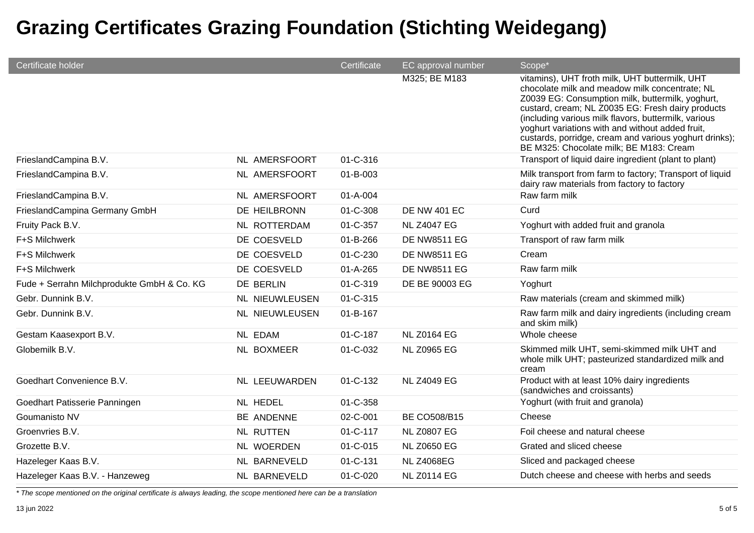# Grazing Certificates Grazing Foundation (Stichting Weidegang)

| Certificate holder | | Certificate | EC approval number | Scope* |
|---|---|---|---|---|
| | | | M325; BE M183 | vitamins), UHT froth milk, UHT buttermilk, UHT chocolate milk and meadow milk concentrate; NL Z0039 EG: Consumption milk, buttermilk, yoghurt, custard, cream; NL Z0035 EG: Fresh dairy products (including various milk flavors, buttermilk, various yoghurt variations with and without added fruit, custards, porridge, cream and various yoghurt drinks); BE M325: Chocolate milk; BE M183: Cream |
| FrieslandCampina B.V. | NL AMERSFOORT | 01-C-316 | | Transport of liquid daire ingredient (plant to plant) |
| FrieslandCampina B.V. | NL AMERSFOORT | 01-B-003 | | Milk transport from farm to factory; Transport of liquid dairy raw materials from factory to factory |
| FrieslandCampina B.V. | NL AMERSFOORT | 01-A-004 | | Raw farm milk |
| FrieslandCampina Germany GmbH | DE HEILBRONN | 01-C-308 | DE NW 401 EC | Curd |
| Fruity Pack B.V. | NL ROTTERDAM | 01-C-357 | NL Z4047 EG | Yoghurt with added fruit and granola |
| F+S Milchwerk | DE COESVELD | 01-B-266 | DE NW8511 EG | Transport of raw farm milk |
| F+S Milchwerk | DE COESVELD | 01-C-230 | DE NW8511 EG | Cream |
| F+S Milchwerk | DE COESVELD | 01-A-265 | DE NW8511 EG | Raw farm milk |
| Fude + Serrahn Milchprodukte GmbH & Co. KG | DE BERLIN | 01-C-319 | DE BE 90003 EG | Yoghurt |
| Gebr. Dunnink B.V. | NL NIEUWLEUSEN | 01-C-315 | | Raw materials (cream and skimmed milk) |
| Gebr. Dunnink B.V. | NL NIEUWLEUSEN | 01-B-167 | | Raw farm milk and dairy ingredients (including cream and skim milk) |
| Gestam Kaasexport B.V. | NL EDAM | 01-C-187 | NL Z0164 EG | Whole cheese |
| Globemilk B.V. | NL BOXMEER | 01-C-032 | NL Z0965 EG | Skimmed milk UHT, semi-skimmed milk UHT and whole milk UHT; pasteurized standardized milk and cream |
| Goedhart Convenience B.V. | NL LEEUWARDEN | 01-C-132 | NL Z4049 EG | Product with at least 10% dairy ingredients (sandwiches and croissants) |
| Goedhart Patisserie Panningen | NL HEDEL | 01-C-358 | | Yoghurt (with fruit and granola) |
| Goumanisto NV | BE ANDENNE | 02-C-001 | BE CO508/B15 | Cheese |
| Groenvries B.V. | NL RUTTEN | 01-C-117 | NL Z0807 EG | Foil cheese and natural cheese |
| Grozette B.V. | NL WOERDEN | 01-C-015 | NL Z0650 EG | Grated and sliced cheese |
| Hazeleger Kaas B.V. | NL BARNEVELD | 01-C-131 | NL Z4068EG | Sliced and packaged cheese |
| Hazeleger Kaas B.V. - Hanzeweg | NL BARNEVELD | 01-C-020 | NL Z0114 EG | Dutch cheese and cheese with herbs and seeds |

*\* The scope mentioned on the original certificate is always leading, the scope mentioned here can be a translation*

13 jun 2022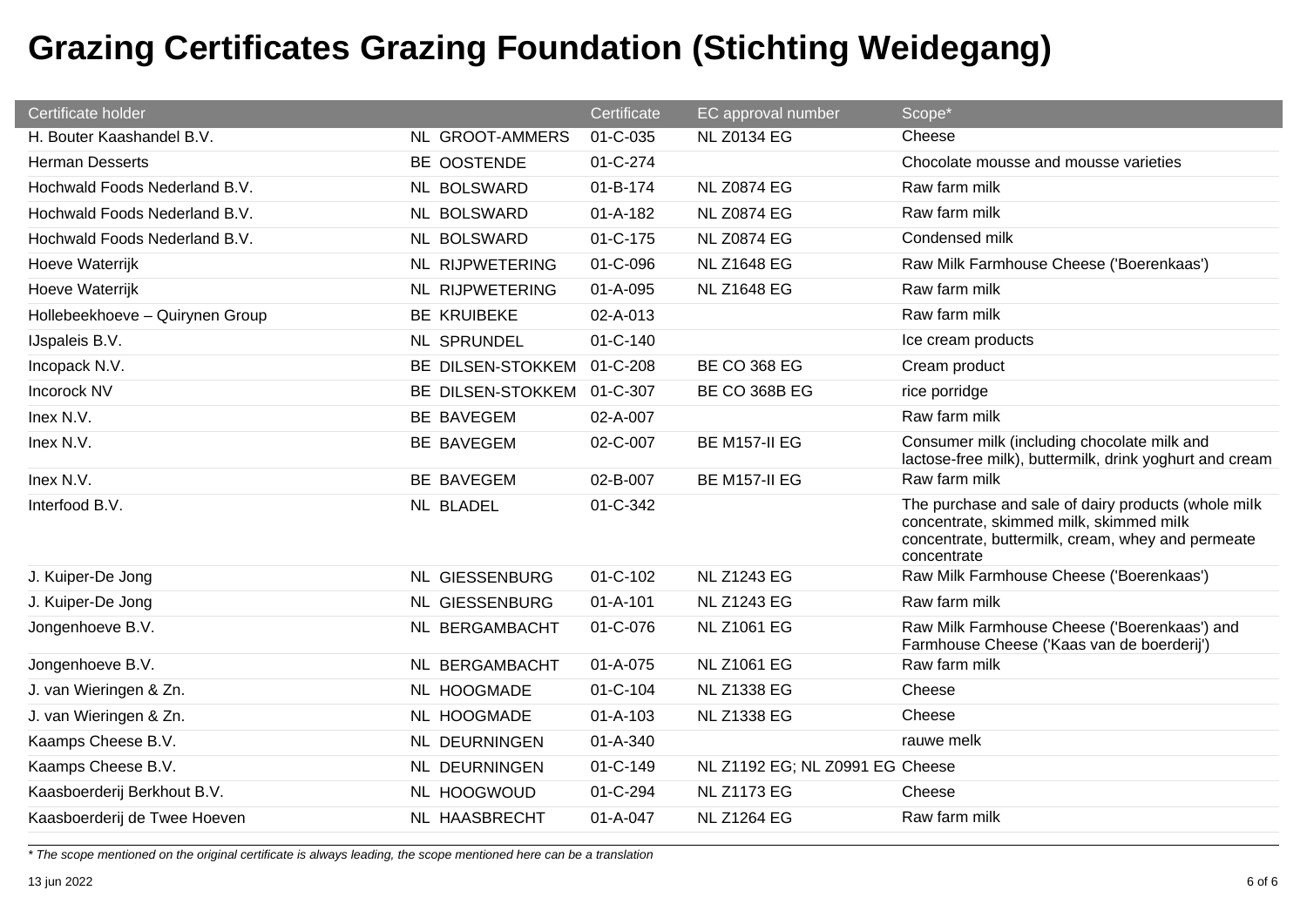# Grazing Certificates Grazing Foundation (Stichting Weidegang)

| Certificate holder | | Certificate | EC approval number | Scope* |
|---|---|---|---|---|
| H. Bouter Kaashandel B.V. | NL GROOT-AMMERS | 01-C-035 | NL Z0134 EG | Cheese |
| Herman Desserts | BE OOSTENDE | 01-C-274 | | Chocolate mousse and mousse varieties |
| Hochwald Foods Nederland B.V. | NL BOLSWARD | 01-B-174 | NL Z0874 EG | Raw farm milk |
| Hochwald Foods Nederland B.V. | NL BOLSWARD | 01-A-182 | NL Z0874 EG | Raw farm milk |
| Hochwald Foods Nederland B.V. | NL BOLSWARD | 01-C-175 | NL Z0874 EG | Condensed milk |
| Hoeve Waterrijk | NL RIJPWETERING | 01-C-096 | NL Z1648 EG | Raw Milk Farmhouse Cheese ('Boerenkaas') |
| Hoeve Waterrijk | NL RIJPWETERING | 01-A-095 | NL Z1648 EG | Raw farm milk |
| Hollebeekhoeve – Quirynen Group | BE KRUIBEKE | 02-A-013 | | Raw farm milk |
| IJspaleis B.V. | NL SPRUNDEL | 01-C-140 | | Ice cream products |
| Incopack N.V. | BE DILSEN-STOKKEM | 01-C-208 | BE CO 368 EG | Cream product |
| Incorock NV | BE DILSEN-STOKKEM | 01-C-307 | BE CO 368B EG | rice porridge |
| Inex N.V. | BE BAVEGEM | 02-A-007 | | Raw farm milk |
| Inex N.V. | BE BAVEGEM | 02-C-007 | BE M157-II EG | Consumer milk (including chocolate milk and lactose-free milk), buttermilk, drink yoghurt and cream |
| Inex N.V. | BE BAVEGEM | 02-B-007 | BE M157-II EG | Raw farm milk |
| Interfood B.V. | NL BLADEL | 01-C-342 | | The purchase and sale of dairy products (whole milk concentrate, skimmed milk, skimmed milk concentrate, buttermilk, cream, whey and permeate concentrate |
| J. Kuiper-De Jong | NL GIESSENBURG | 01-C-102 | NL Z1243 EG | Raw Milk Farmhouse Cheese ('Boerenkaas') |
| J. Kuiper-De Jong | NL GIESSENBURG | 01-A-101 | NL Z1243 EG | Raw farm milk |
| Jongenhoeve B.V. | NL BERGAMBACHT | 01-C-076 | NL Z1061 EG | Raw Milk Farmhouse Cheese ('Boerenkaas') and Farmhouse Cheese ('Kaas van de boerderij') |
| Jongenhoeve B.V. | NL BERGAMBACHT | 01-A-075 | NL Z1061 EG | Raw farm milk |
| J. van Wieringen & Zn. | NL HOOGMADE | 01-C-104 | NL Z1338 EG | Cheese |
| J. van Wieringen & Zn. | NL HOOGMADE | 01-A-103 | NL Z1338 EG | Cheese |
| Kaamps Cheese B.V. | NL DEURNINGEN | 01-A-340 | | rauwe melk |
| Kaamps Cheese B.V. | NL DEURNINGEN | 01-C-149 | NL Z1192 EG; NL Z0991 EG | Cheese |
| Kaasboerderij Berkhout B.V. | NL HOOGWOUD | 01-C-294 | NL Z1173 EG | Cheese |
| Kaasboerderij de Twee Hoeven | NL HAASBRECHT | 01-A-047 | NL Z1264 EG | Raw farm milk |

*\* The scope mentioned on the original certificate is always leading, the scope mentioned here can be a translation*

13 jun 2022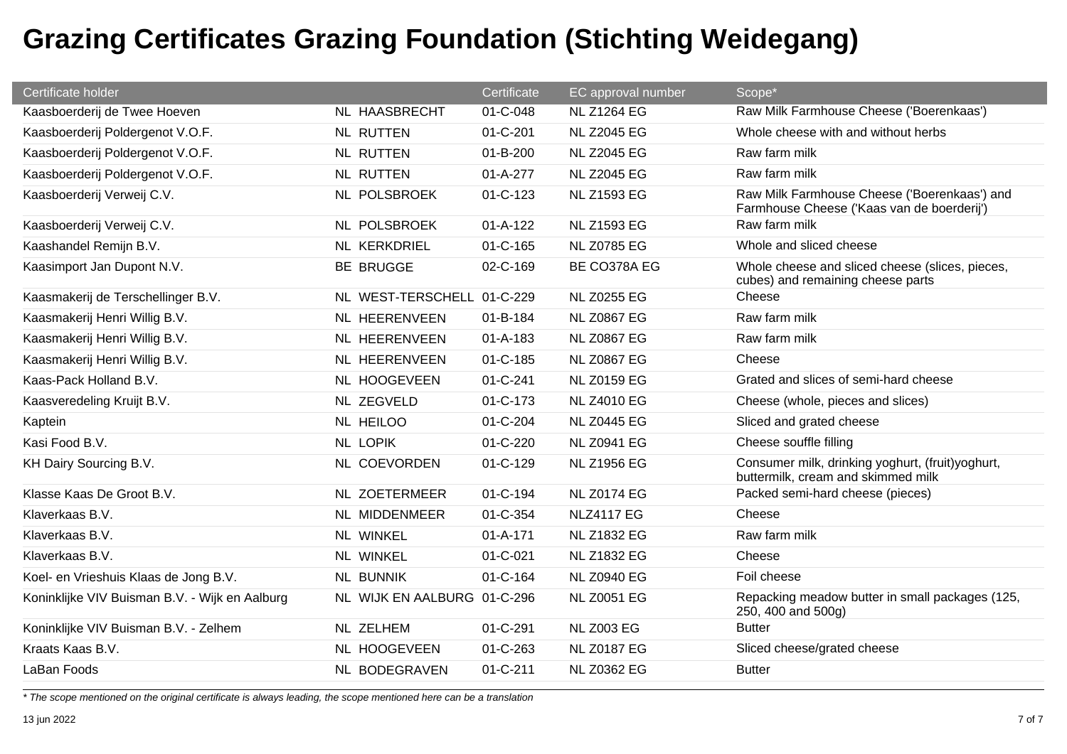# Grazing Certificates Grazing Foundation (Stichting Weidegang)

| Certificate holder | | Certificate | EC approval number | Scope* |
|---|---|---|---|---|
| Kaasboerderij de Twee Hoeven | NL HAASBRECHT | 01-C-048 | NL Z1264 EG | Raw Milk Farmhouse Cheese ('Boerenkaas') |
| Kaasboerderij Poldergenot V.O.F. | NL RUTTEN | 01-C-201 | NL Z2045 EG | Whole cheese with and without herbs |
| Kaasboerderij Poldergenot V.O.F. | NL RUTTEN | 01-B-200 | NL Z2045 EG | Raw farm milk |
| Kaasboerderij Poldergenot V.O.F. | NL RUTTEN | 01-A-277 | NL Z2045 EG | Raw farm milk |
| Kaasboerderij Verweij C.V. | NL POLSBROEK | 01-C-123 | NL Z1593 EG | Raw Milk Farmhouse Cheese ('Boerenkaas') and Farmhouse Cheese ('Kaas van de boerderij') |
| Kaasboerderij Verweij C.V. | NL POLSBROEK | 01-A-122 | NL Z1593 EG | Raw farm milk |
| Kaashandel Remijn B.V. | NL KERKDRIEL | 01-C-165 | NL Z0785 EG | Whole and sliced cheese |
| Kaasimport Jan Dupont N.V. | BE BRUGGE | 02-C-169 | BE CO378A EG | Whole cheese and sliced cheese (slices, pieces, cubes) and remaining cheese parts |
| Kaasmakerij de Terschellinger B.V. | NL WEST-TERSCHELL | 01-C-229 | NL Z0255 EG | Cheese |
| Kaasmakerij Henri Willig B.V. | NL HEERENVEEN | 01-B-184 | NL Z0867 EG | Raw farm milk |
| Kaasmakerij Henri Willig B.V. | NL HEERENVEEN | 01-A-183 | NL Z0867 EG | Raw farm milk |
| Kaasmakerij Henri Willig B.V. | NL HEERENVEEN | 01-C-185 | NL Z0867 EG | Cheese |
| Kaas-Pack Holland B.V. | NL HOOGEVEEN | 01-C-241 | NL Z0159 EG | Grated and slices of semi-hard cheese |
| Kaasveredeling Kruijt B.V. | NL ZEGVELD | 01-C-173 | NL Z4010 EG | Cheese (whole, pieces and slices) |
| Kaptein | NL HEILOO | 01-C-204 | NL Z0445 EG | Sliced and grated cheese |
| Kasi Food B.V. | NL LOPIK | 01-C-220 | NL Z0941 EG | Cheese souffle filling |
| KH Dairy Sourcing B.V. | NL COEVORDEN | 01-C-129 | NL Z1956 EG | Consumer milk, drinking yoghurt, (fruit)yoghurt, buttermilk, cream and skimmed milk |
| Klasse Kaas De Groot B.V. | NL ZOETERMEER | 01-C-194 | NL Z0174 EG | Packed semi-hard cheese (pieces) |
| Klaverkaas B.V. | NL MIDDENMEER | 01-C-354 | NLZ4117 EG | Cheese |
| Klaverkaas B.V. | NL WINKEL | 01-A-171 | NL Z1832 EG | Raw farm milk |
| Klaverkaas B.V. | NL WINKEL | 01-C-021 | NL Z1832 EG | Cheese |
| Koel- en Vrieshuis Klaas de Jong B.V. | NL BUNNIK | 01-C-164 | NL Z0940 EG | Foil cheese |
| Koninklijke VIV Buisman B.V. - Wijk en Aalburg | NL WIJK EN AALBURG | 01-C-296 | NL Z0051 EG | Repacking meadow butter in small packages (125, 250, 400 and 500g) |
| Koninklijke VIV Buisman B.V. - Zelhem | NL ZELHEM | 01-C-291 | NL Z003 EG | Butter |
| Kraats Kaas B.V. | NL HOOGEVEEN | 01-C-263 | NL Z0187 EG | Sliced cheese/grated cheese |
| LaBan Foods | NL BODEGRAVEN | 01-C-211 | NL Z0362 EG | Butter |

*\* The scope mentioned on the original certificate is always leading, the scope mentioned here can be a translation*

13 jun 2022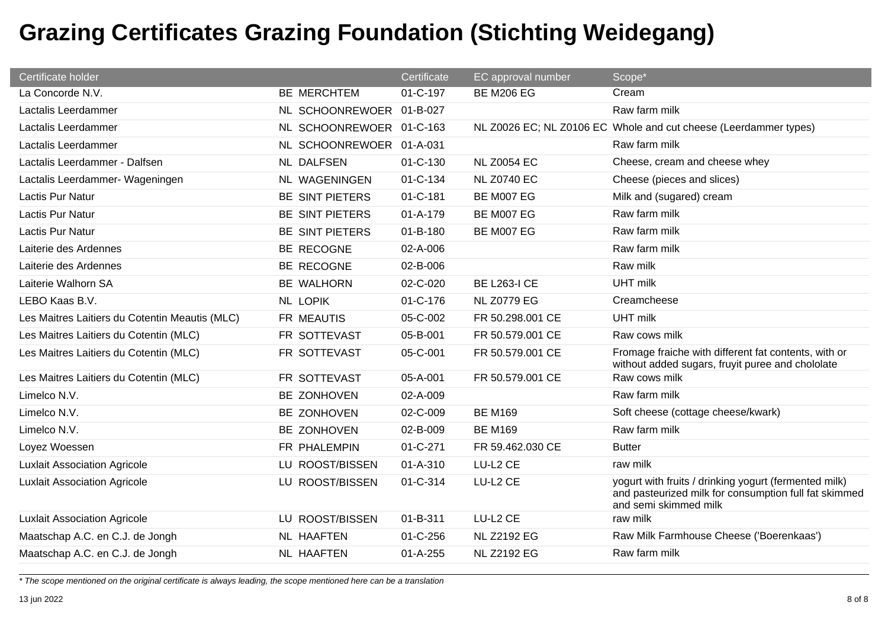# Grazing Certificates Grazing Foundation (Stichting Weidegang)

| Certificate holder | | | Certificate | EC approval number | Scope* |
|---|---|---|---|---|---|
| La Concorde N.V. | BE | MERCHTEM | 01-C-197 | BE M206 EG | Cream |
| Lactalis Leerdammer | NL | SCHOONREWOER | 01-B-027 | | Raw farm milk |
| Lactalis Leerdammer | NL | SCHOONREWOER | 01-C-163 | NL Z0026 EC; NL Z0106 EC | Whole and cut cheese (Leerdammer types) |
| Lactalis Leerdammer | NL | SCHOONREWOER | 01-A-031 | | Raw farm milk |
| Lactalis Leerdammer - Dalfsen | NL | DALFSEN | 01-C-130 | NL Z0054 EC | Cheese, cream and cheese whey |
| Lactalis Leerdammer- Wageningen | NL | WAGENINGEN | 01-C-134 | NL Z0740 EC | Cheese (pieces and slices) |
| Lactis Pur Natur | BE | SINT PIETERS | 01-C-181 | BE M007 EG | Milk and (sugared) cream |
| Lactis Pur Natur | BE | SINT PIETERS | 01-A-179 | BE M007 EG | Raw farm milk |
| Lactis Pur Natur | BE | SINT PIETERS | 01-B-180 | BE M007 EG | Raw farm milk |
| Laiterie des Ardennes | BE | RECOGNE | 02-A-006 | | Raw farm milk |
| Laiterie des Ardennes | BE | RECOGNE | 02-B-006 | | Raw milk |
| Laiterie Walhorn SA | BE | WALHORN | 02-C-020 | BE L263-I CE | UHT milk |
| LEBO Kaas B.V. | NL | LOPIK | 01-C-176 | NL Z0779 EG | Creamcheese |
| Les Maitres Laitiers du Cotentin Meautis (MLC) | FR | MEAUTIS | 05-C-002 | FR 50.298.001 CE | UHT milk |
| Les Maitres Laitiers du Cotentin (MLC) | FR | SOTTEVAST | 05-B-001 | FR 50.579.001 CE | Raw cows milk |
| Les Maitres Laitiers du Cotentin (MLC) | FR | SOTTEVAST | 05-C-001 | FR 50.579.001 CE | Fromage fraiche with different fat contents, with or without added sugars, fruyit puree and chololate |
| Les Maitres Laitiers du Cotentin (MLC) | FR | SOTTEVAST | 05-A-001 | FR 50.579.001 CE | Raw cows milk |
| Limelco N.V. | BE | ZONHOVEN | 02-A-009 | | Raw farm milk |
| Limelco N.V. | BE | ZONHOVEN | 02-C-009 | BE M169 | Soft cheese (cottage cheese/kwark) |
| Limelco N.V. | BE | ZONHOVEN | 02-B-009 | BE M169 | Raw farm milk |
| Loyez Woessen | FR | PHALEMPIN | 01-C-271 | FR 59.462.030 CE | Butter |
| Luxlait Association Agricole | LU | ROOST/BISSEN | 01-A-310 | LU-L2 CE | raw milk |
| Luxlait Association Agricole | LU | ROOST/BISSEN | 01-C-314 | LU-L2 CE | yogurt with fruits / drinking yogurt (fermented milk) and pasteurized milk for consumption full fat skimmed and semi skimmed milk |
| Luxlait Association Agricole | LU | ROOST/BISSEN | 01-B-311 | LU-L2 CE | raw milk |
| Maatschap A.C. en C.J. de Jongh | NL | HAAFTEN | 01-C-256 | NL Z2192 EG | Raw Milk Farmhouse Cheese ('Boerenkaas') |
| Maatschap A.C. en C.J. de Jongh | NL | HAAFTEN | 01-A-255 | NL Z2192 EG | Raw farm milk |

*\* The scope mentioned on the original certificate is always leading, the scope mentioned here can be a translation*

13 jun 2022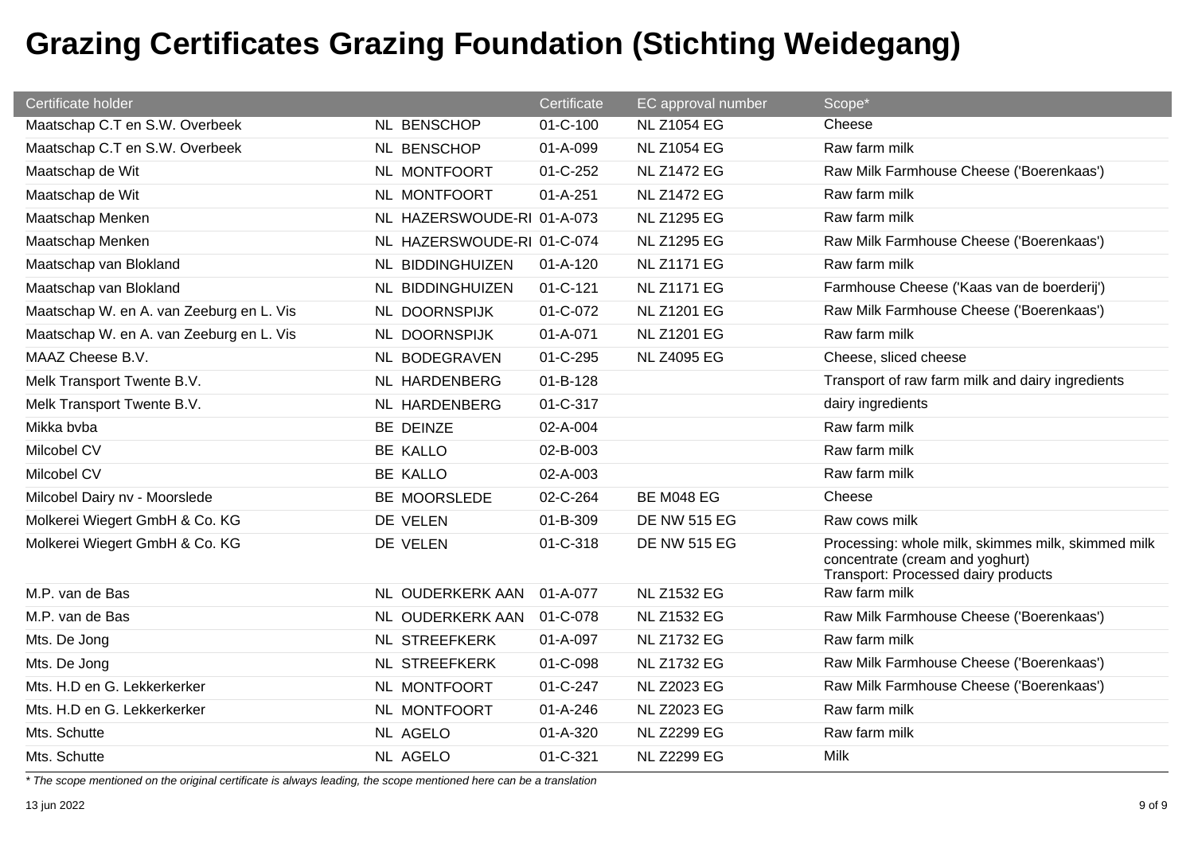# Grazing Certificates Grazing Foundation (Stichting Weidegang)

| Certificate holder | | | Certificate | EC approval number | Scope* |
|---|---|---|---|---|---|
| Maatschap C.T en S.W. Overbeek | NL | BENSCHOP | 01-C-100 | NL Z1054 EG | Cheese |
| Maatschap C.T en S.W. Overbeek | NL | BENSCHOP | 01-A-099 | NL Z1054 EG | Raw farm milk |
| Maatschap de Wit | NL | MONTFOORT | 01-C-252 | NL Z1472 EG | Raw Milk Farmhouse Cheese ('Boerenkaas') |
| Maatschap de Wit | NL | MONTFOORT | 01-A-251 | NL Z1472 EG | Raw farm milk |
| Maatschap Menken | NL | HAZERSWOUDE-RI | 01-A-073 | NL Z1295 EG | Raw farm milk |
| Maatschap Menken | NL | HAZERSWOUDE-RI | 01-C-074 | NL Z1295 EG | Raw Milk Farmhouse Cheese ('Boerenkaas') |
| Maatschap van Blokland | NL | BIDDINGHUIZEN | 01-A-120 | NL Z1171 EG | Raw farm milk |
| Maatschap van Blokland | NL | BIDDINGHUIZEN | 01-C-121 | NL Z1171 EG | Farmhouse Cheese ('Kaas van de boerderij') |
| Maatschap W. en A. van Zeeburg en L. Vis | NL | DOORNSPIJK | 01-C-072 | NL Z1201 EG | Raw Milk Farmhouse Cheese ('Boerenkaas') |
| Maatschap W. en A. van Zeeburg en L. Vis | NL | DOORNSPIJK | 01-A-071 | NL Z1201 EG | Raw farm milk |
| MAAZ Cheese B.V. | NL | BODEGRAVEN | 01-C-295 | NL Z4095 EG | Cheese, sliced cheese |
| Melk Transport Twente B.V. | NL | HARDENBERG | 01-B-128 | | Transport of raw farm milk and dairy ingredients |
| Melk Transport Twente B.V. | NL | HARDENBERG | 01-C-317 | | dairy ingredients |
| Mikka bvba | BE | DEINZE | 02-A-004 | | Raw farm milk |
| Milcobel CV | BE | KALLO | 02-B-003 | | Raw farm milk |
| Milcobel CV | BE | KALLO | 02-A-003 | | Raw farm milk |
| Milcobel Dairy nv - Moorslede | BE | MOORSLEDE | 02-C-264 | BE M048 EG | Cheese |
| Molkerei Wiegert GmbH & Co. KG | DE | VELEN | 01-B-309 | DE NW 515 EG | Raw cows milk |
| Molkerei Wiegert GmbH & Co. KG | DE | VELEN | 01-C-318 | DE NW 515 EG | Processing: whole milk, skimmes milk, skimmed milk concentrate (cream and yoghurt) Transport: Processed dairy products |
| M.P. van de Bas | NL | OUDERKERK AAN | 01-A-077 | NL Z1532 EG | Raw farm milk |
| M.P. van de Bas | NL | OUDERKERK AAN | 01-C-078 | NL Z1532 EG | Raw Milk Farmhouse Cheese ('Boerenkaas') |
| Mts. De Jong | NL | STREEFKERK | 01-A-097 | NL Z1732 EG | Raw farm milk |
| Mts. De Jong | NL | STREEFKERK | 01-C-098 | NL Z1732 EG | Raw Milk Farmhouse Cheese ('Boerenkaas') |
| Mts. H.D en G. Lekkerkerker | NL | MONTFOORT | 01-C-247 | NL Z2023 EG | Raw Milk Farmhouse Cheese ('Boerenkaas') |
| Mts. H.D en G. Lekkerkerker | NL | MONTFOORT | 01-A-246 | NL Z2023 EG | Raw farm milk |
| Mts. Schutte | NL | AGELO | 01-A-320 | NL Z2299 EG | Raw farm milk |
| Mts. Schutte | NL | AGELO | 01-C-321 | NL Z2299 EG | Milk |

*\* The scope mentioned on the original certificate is always leading, the scope mentioned here can be a translation*

13 jun 2022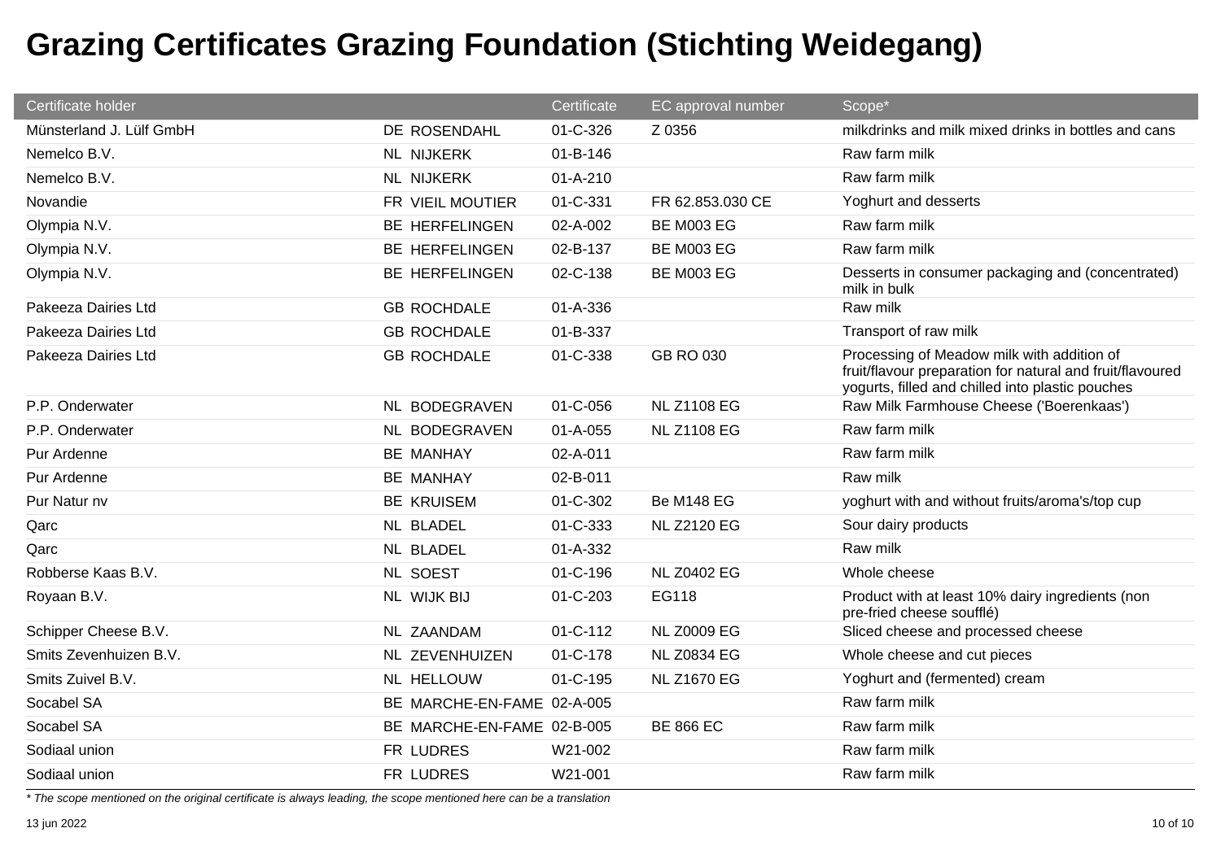# Grazing Certificates Grazing Foundation (Stichting Weidegang)

| Certificate holder | | Certificate | EC approval number | Scope* |
|---|---|---|---|---|
| Münsterland J. Lülf GmbH | DE ROSENDAHL | 01-C-326 | Z 0356 | milkdrinks and milk mixed drinks in bottles and cans |
| Nemelco B.V. | NL NIJKERK | 01-B-146 | | Raw farm milk |
| Nemelco B.V. | NL NIJKERK | 01-A-210 | | Raw farm milk |
| Novandie | FR VIEIL MOUTIER | 01-C-331 | FR 62.853.030 CE | Yoghurt and desserts |
| Olympia N.V. | BE HERFELINGEN | 02-A-002 | BE M003 EG | Raw farm milk |
| Olympia N.V. | BE HERFELINGEN | 02-B-137 | BE M003 EG | Raw farm milk |
| Olympia N.V. | BE HERFELINGEN | 02-C-138 | BE M003 EG | Desserts in consumer packaging and (concentrated) milk in bulk |
| Pakeeza Dairies Ltd | GB ROCHDALE | 01-A-336 | | Raw milk |
| Pakeeza Dairies Ltd | GB ROCHDALE | 01-B-337 | | Transport of raw milk |
| Pakeeza Dairies Ltd | GB ROCHDALE | 01-C-338 | GB RO 030 | Processing of Meadow milk with addition of fruit/flavour preparation for natural and fruit/flavoured yogurts, filled and chilled into plastic pouches |
| P.P. Onderwater | NL BODEGRAVEN | 01-C-056 | NL Z1108 EG | Raw Milk Farmhouse Cheese ('Boerenkaas') |
| P.P. Onderwater | NL BODEGRAVEN | 01-A-055 | NL Z1108 EG | Raw farm milk |
| Pur Ardenne | BE MANHAY | 02-A-011 | | Raw farm milk |
| Pur Ardenne | BE MANHAY | 02-B-011 | | Raw milk |
| Pur Natur nv | BE KRUISEM | 01-C-302 | Be M148 EG | yoghurt with and without fruits/aroma's/top cup |
| Qarc | NL BLADEL | 01-C-333 | NL Z2120 EG | Sour dairy products |
| Qarc | NL BLADEL | 01-A-332 | | Raw milk |
| Robberse Kaas B.V. | NL SOEST | 01-C-196 | NL Z0402 EG | Whole cheese |
| Royaan B.V. | NL WIJK BIJ | 01-C-203 | EG118 | Product with at least 10% dairy ingredients (non pre-fried cheese soufflé) |
| Schipper Cheese B.V. | NL ZAANDAM | 01-C-112 | NL Z0009 EG | Sliced cheese and processed cheese |
| Smits Zevenhuizen B.V. | NL ZEVENHUIZEN | 01-C-178 | NL Z0834 EG | Whole cheese and cut pieces |
| Smits Zuivel B.V. | NL HELLOUW | 01-C-195 | NL Z1670 EG | Yoghurt and (fermented) cream |
| Socabel SA | BE MARCHE-EN-FAME | 02-A-005 | | Raw farm milk |
| Socabel SA | BE MARCHE-EN-FAME | 02-B-005 | BE 866 EC | Raw farm milk |
| Sodiaal union | FR LUDRES | W21-002 | | Raw farm milk |
| Sodiaal union | FR LUDRES | W21-001 | | Raw farm milk |

*\* The scope mentioned on the original certificate is always leading, the scope mentioned here can be a translation*

13 jun 2022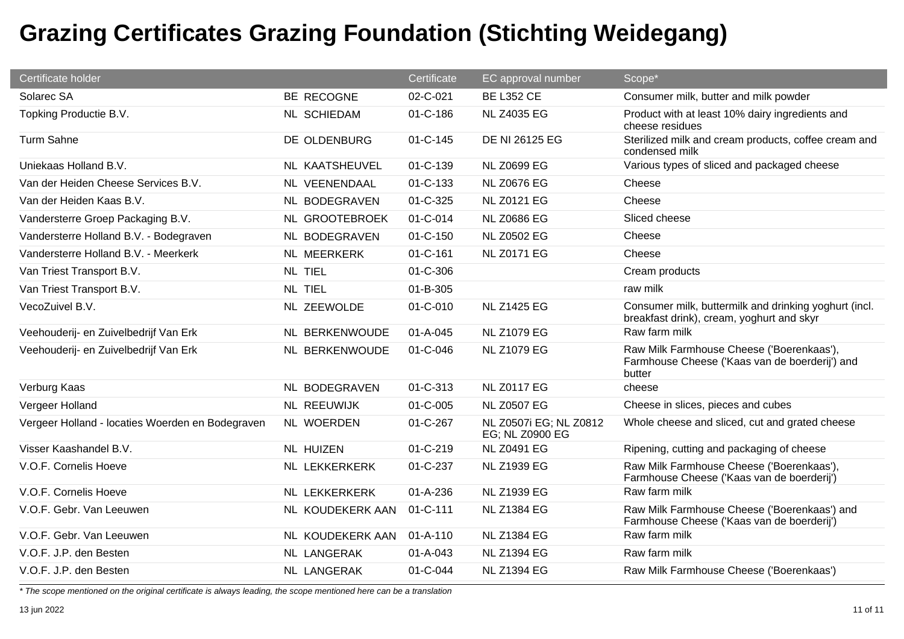# Grazing Certificates Grazing Foundation (Stichting Weidegang)

| Certificate holder | | Certificate | EC approval number | Scope* |
|---|---|---|---|---|
| Solarec SA | BE RECOGNE | 02-C-021 | BE L352 CE | Consumer milk, butter and milk powder |
| Topking Productie B.V. | NL SCHIEDAM | 01-C-186 | NL Z4035 EG | Product with at least 10% dairy ingredients and cheese residues |
| Turm Sahne | DE OLDENBURG | 01-C-145 | DE NI 26125 EG | Sterilized milk and cream products, coffee cream and condensed milk |
| Uniekaas Holland B.V. | NL KAATSHEUVEL | 01-C-139 | NL Z0699 EG | Various types of sliced and packaged cheese |
| Van der Heiden Cheese Services B.V. | NL VEENENDAAL | 01-C-133 | NL Z0676 EG | Cheese |
| Van der Heiden Kaas B.V. | NL BODEGRAVEN | 01-C-325 | NL Z0121 EG | Cheese |
| Vandersterre Groep Packaging B.V. | NL GROOTEBROEK | 01-C-014 | NL Z0686 EG | Sliced cheese |
| Vandersterre Holland B.V. - Bodegraven | NL BODEGRAVEN | 01-C-150 | NL Z0502 EG | Cheese |
| Vandersterre Holland B.V. - Meerkerk | NL MEERKERK | 01-C-161 | NL Z0171 EG | Cheese |
| Van Triest Transport B.V. | NL TIEL | 01-C-306 | | Cream products |
| Van Triest Transport B.V. | NL TIEL | 01-B-305 | | raw milk |
| VecoZuivel B.V. | NL ZEEWOLDE | 01-C-010 | NL Z1425 EG | Consumer milk, buttermilk and drinking yoghurt (incl. breakfast drink), cream, yoghurt and skyr |
| Veehouderij- en Zuivelbedrijf Van Erk | NL BERKENWOUDE | 01-A-045 | NL Z1079 EG | Raw farm milk |
| Veehouderij- en Zuivelbedrijf Van Erk | NL BERKENWOUDE | 01-C-046 | NL Z1079 EG | Raw Milk Farmhouse Cheese ('Boerenkaas'), Farmhouse Cheese ('Kaas van de boerderij') and butter |
| Verburg Kaas | NL BODEGRAVEN | 01-C-313 | NL Z0117 EG | cheese |
| Vergeer Holland | NL REEUWIJK | 01-C-005 | NL Z0507 EG | Cheese in slices, pieces and cubes |
| Vergeer Holland - locaties Woerden en Bodegraven | NL WOERDEN | 01-C-267 | NL Z0507i EG; NL Z0812 EG; NL Z0900 EG | Whole cheese and sliced, cut and grated cheese |
| Visser Kaashandel B.V. | NL HUIZEN | 01-C-219 | NL Z0491 EG | Ripening, cutting and packaging of cheese |
| V.O.F. Cornelis Hoeve | NL LEKKERKERK | 01-C-237 | NL Z1939 EG | Raw Milk Farmhouse Cheese ('Boerenkaas'), Farmhouse Cheese ('Kaas van de boerderij') |
| V.O.F. Cornelis Hoeve | NL LEKKERKERK | 01-A-236 | NL Z1939 EG | Raw farm milk |
| V.O.F. Gebr. Van Leeuwen | NL KOUDEKERK AAN | 01-C-111 | NL Z1384 EG | Raw Milk Farmhouse Cheese ('Boerenkaas') and Farmhouse Cheese ('Kaas van de boerderij') |
| V.O.F. Gebr. Van Leeuwen | NL KOUDEKERK AAN | 01-A-110 | NL Z1384 EG | Raw farm milk |
| V.O.F. J.P. den Besten | NL LANGERAK | 01-A-043 | NL Z1394 EG | Raw farm milk |
| V.O.F. J.P. den Besten | NL LANGERAK | 01-C-044 | NL Z1394 EG | Raw Milk Farmhouse Cheese ('Boerenkaas') |

*\* The scope mentioned on the original certificate is always leading, the scope mentioned here can be a translation*

13 jun 2022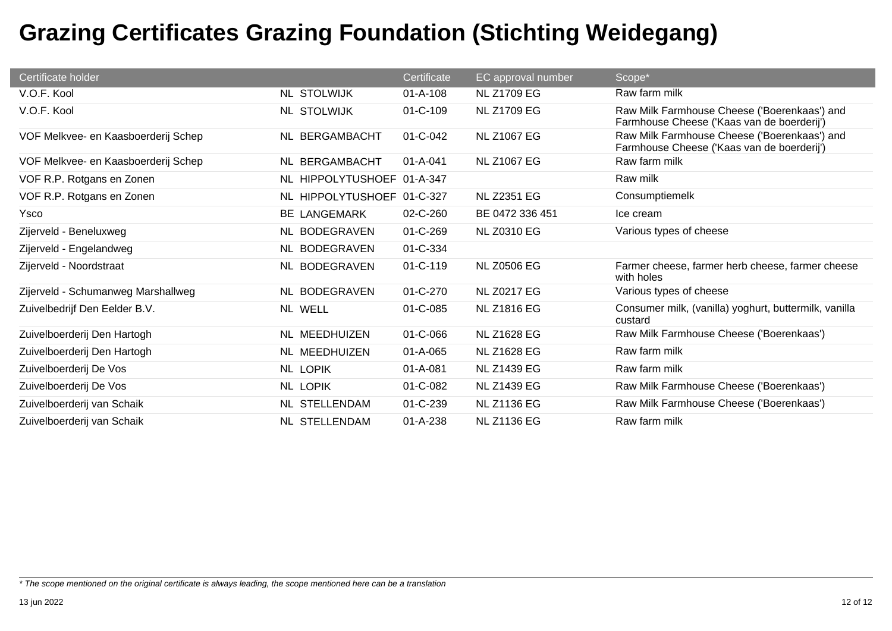# Grazing Certificates Grazing Foundation (Stichting Weidegang)

| Certificate holder | | | Certificate | EC approval number | Scope* |
|---|---|---|---|---|---|
| V.O.F. Kool | NL | STOLWIJK | 01-A-108 | NL Z1709 EG | Raw farm milk |
| V.O.F. Kool | NL | STOLWIJK | 01-C-109 | NL Z1709 EG | Raw Milk Farmhouse Cheese ('Boerenkaas') and Farmhouse Cheese ('Kaas van de boerderij') |
| VOF Melkvee- en Kaasboerderij Schep | NL | BERGAMBACHT | 01-C-042 | NL Z1067 EG | Raw Milk Farmhouse Cheese ('Boerenkaas') and Farmhouse Cheese ('Kaas van de boerderij') |
| VOF Melkvee- en Kaasboerderij Schep | NL | BERGAMBACHT | 01-A-041 | NL Z1067 EG | Raw farm milk |
| VOF R.P. Rotgans en Zonen | NL | HIPPOLYTUSHOEF | 01-A-347 | | Raw milk |
| VOF R.P. Rotgans en Zonen | NL | HIPPOLYTUSHOEF | 01-C-327 | NL Z2351 EG | Consumptiemelk |
| Ysco | BE | LANGEMARK | 02-C-260 | BE 0472 336 451 | Ice cream |
| Zijerveld - Beneluxweg | NL | BODEGRAVEN | 01-C-269 | NL Z0310 EG | Various types of cheese |
| Zijerveld - Engelandweg | NL | BODEGRAVEN | 01-C-334 | | |
| Zijerveld - Noordstraat | NL | BODEGRAVEN | 01-C-119 | NL Z0506 EG | Farmer cheese, farmer herb cheese, farmer cheese with holes |
| Zijerveld - Schumanweg Marshallweg | NL | BODEGRAVEN | 01-C-270 | NL Z0217 EG | Various types of cheese |
| Zuivelbedrijf Den Eelder B.V. | NL | WELL | 01-C-085 | NL Z1816 EG | Consumer milk, (vanilla) yoghurt, buttermilk, vanilla custard |
| Zuivelboerderij Den Hartogh | NL | MEEDHUIZEN | 01-C-066 | NL Z1628 EG | Raw Milk Farmhouse Cheese ('Boerenkaas') |
| Zuivelboerderij Den Hartogh | NL | MEEDHUIZEN | 01-A-065 | NL Z1628 EG | Raw farm milk |
| Zuivelboerderij De Vos | NL | LOPIK | 01-A-081 | NL Z1439 EG | Raw farm milk |
| Zuivelboerderij De Vos | NL | LOPIK | 01-C-082 | NL Z1439 EG | Raw Milk Farmhouse Cheese ('Boerenkaas') |
| Zuivelboerderij van Schaik | NL | STELLENDAM | 01-C-239 | NL Z1136 EG | Raw Milk Farmhouse Cheese ('Boerenkaas') |
| Zuivelboerderij van Schaik | NL | STELLENDAM | 01-A-238 | NL Z1136 EG | Raw farm milk |

*\* The scope mentioned on the original certificate is always leading, the scope mentioned here can be a translation*

13 jun 2022